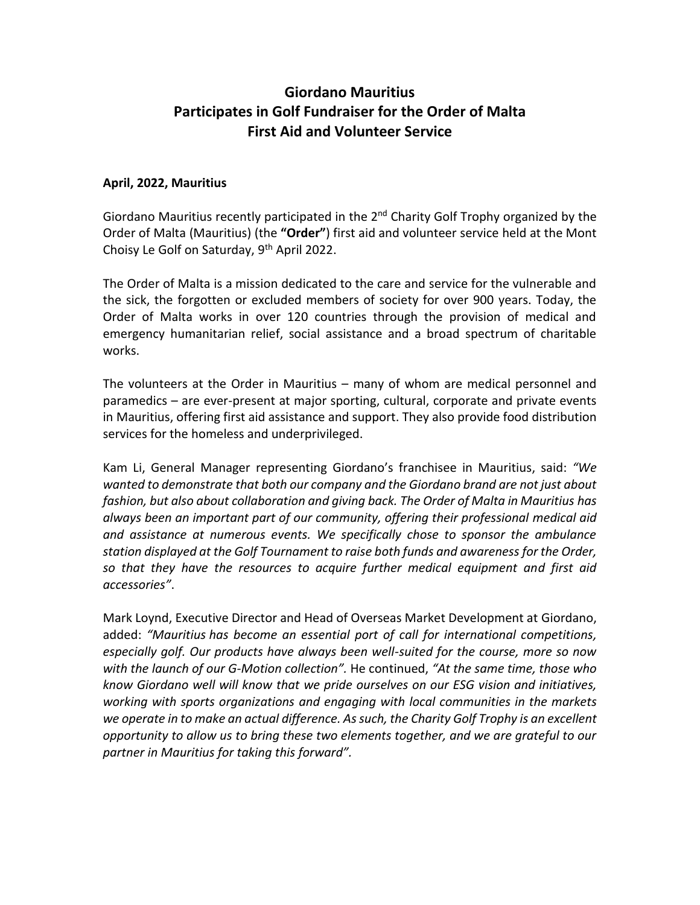# Giordano Mauritius
# Participates in Golf Fundraiser for the Order of Malta
# First Aid and Volunteer Service

**April, 2022, Mauritius**

Giordano Mauritius recently participated in the 2nd Charity Golf Trophy organized by the Order of Malta (Mauritius) (the **"Order"**) first aid and volunteer service held at the Mont Choisy Le Golf on Saturday, 9th April 2022.

The Order of Malta is a mission dedicated to the care and service for the vulnerable and the sick, the forgotten or excluded members of society for over 900 years. Today, the Order of Malta works in over 120 countries through the provision of medical and emergency humanitarian relief, social assistance and a broad spectrum of charitable works.

The volunteers at the Order in Mauritius – many of whom are medical personnel and paramedics – are ever-present at major sporting, cultural, corporate and private events in Mauritius, offering first aid assistance and support. They also provide food distribution services for the homeless and underprivileged.

Kam Li, General Manager representing Giordano's franchisee in Mauritius, said: *"We wanted to demonstrate that both our company and the Giordano brand are not just about fashion, but also about collaboration and giving back. The Order of Malta in Mauritius has always been an important part of our community, offering their professional medical aid and assistance at numerous events. We specifically chose to sponsor the ambulance station displayed at the Golf Tournament to raise both funds and awareness for the Order, so that they have the resources to acquire further medical equipment and first aid accessories"*.

Mark Loynd, Executive Director and Head of Overseas Market Development at Giordano, added: *"Mauritius has become an essential port of call for international competitions, especially golf. Our products have always been well-suited for the course, more so now with the launch of our G-Motion collection"*. He continued, *"At the same time, those who know Giordano well will know that we pride ourselves on our ESG vision and initiatives, working with sports organizations and engaging with local communities in the markets we operate in to make an actual difference. As such, the Charity Golf Trophy is an excellent opportunity to allow us to bring these two elements together, and we are grateful to our partner in Mauritius for taking this forward"*.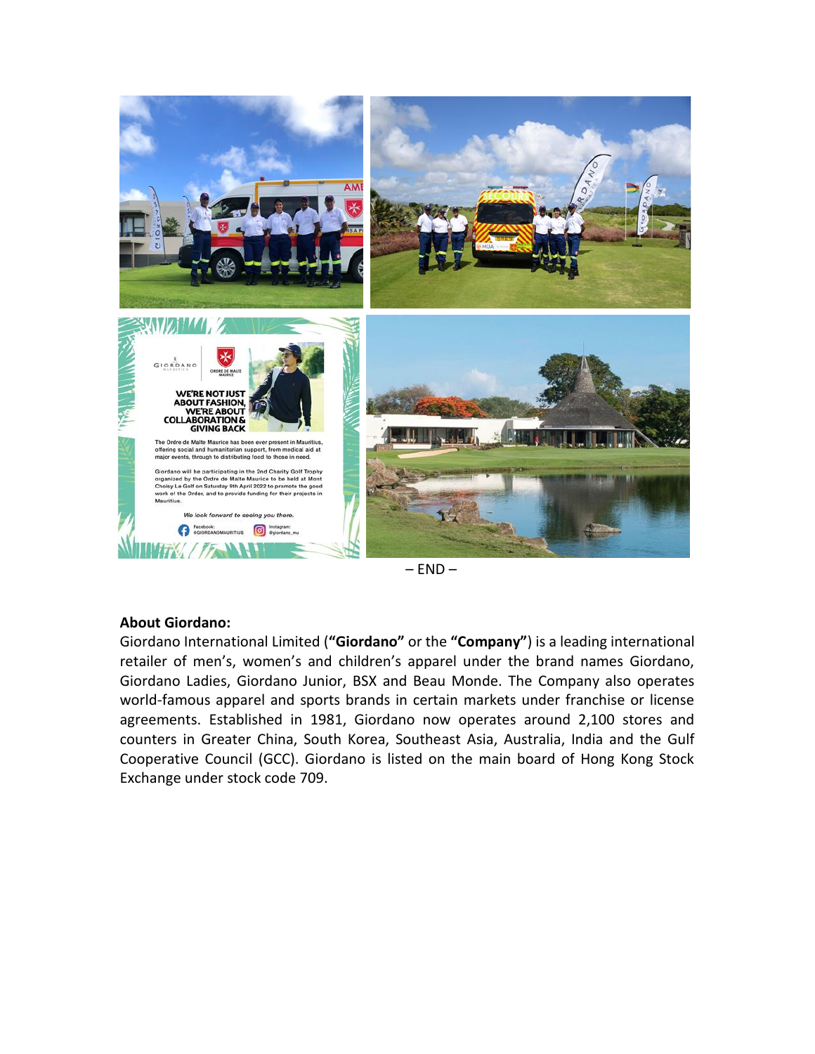– END –

**About Giordano:**

Giordano International Limited (**"Giordano"** or the **"Company"**) is a leading international retailer of men's, women's and children's apparel under the brand names Giordano, Giordano Ladies, Giordano Junior, BSX and Beau Monde. The Company also operates world-famous apparel and sports brands in certain markets under franchise or license agreements. Established in 1981, Giordano now operates around 2,100 stores and counters in Greater China, South Korea, Southeast Asia, Australia, India and the Gulf Cooperative Council (GCC). Giordano is listed on the main board of Hong Kong Stock Exchange under stock code 709.